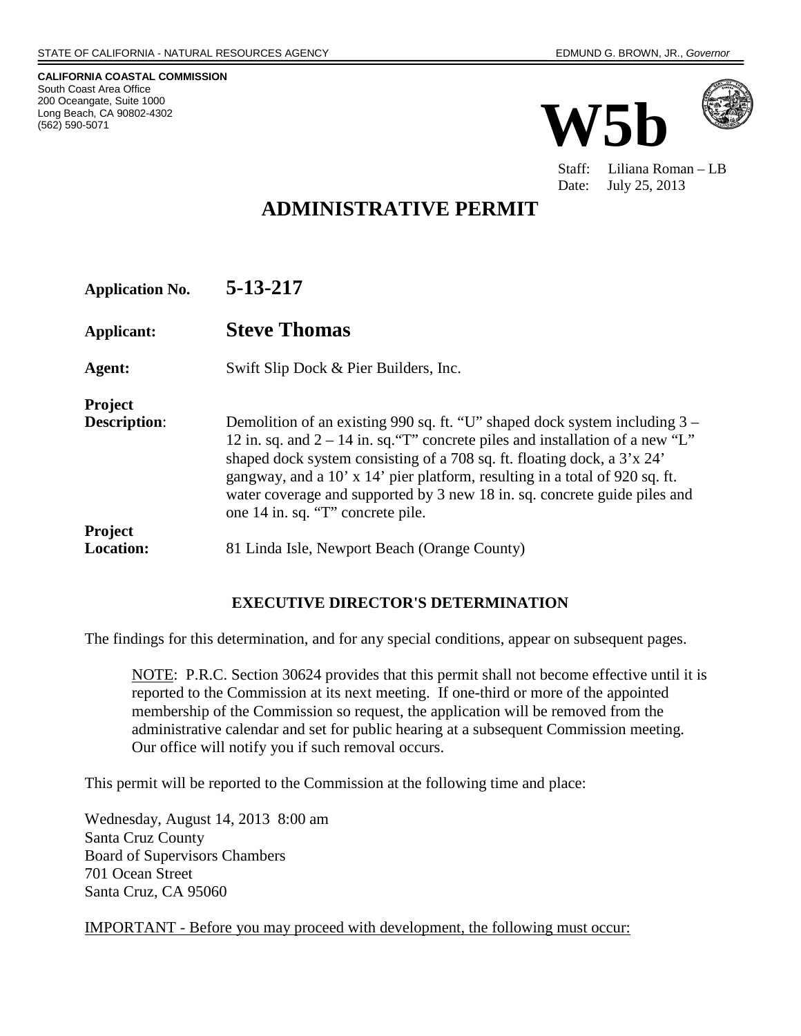STATE OF CALIFORNIA - NATURAL RESOURCES AGENCY EDMUND G. BROWN, JR., *Governor*

**CALIFORNIA COASTAL COMMISSION**
South Coast Area Office
200 Oceangate, Suite 1000
Long Beach, CA 90802-4302
(562) 590-5071

# W5b

Staff: Liliana Roman – LB
Date: July 25, 2013

# ADMINISTRATIVE PERMIT

**Application No.** **5-13-217**

**Applicant:** **Steve Thomas**

**Agent:** Swift Slip Dock & Pier Builders, Inc.

**Project Description**: Demolition of an existing 990 sq. ft. "U" shaped dock system including 3 – 12 in. sq. and 2 – 14 in. sq."T" concrete piles and installation of a new "L" shaped dock system consisting of a 708 sq. ft. floating dock, a 3'x 24' gangway, and a 10' x 14' pier platform, resulting in a total of 920 sq. ft. water coverage and supported by 3 new 18 in. sq. concrete guide piles and one 14 in. sq. "T" concrete pile.

**Project Location:** 81 Linda Isle, Newport Beach (Orange County)

## EXECUTIVE DIRECTOR'S DETERMINATION

The findings for this determination, and for any special conditions, appear on subsequent pages.

> NOTE: P.R.C. Section 30624 provides that this permit shall not become effective until it is reported to the Commission at its next meeting. If one-third or more of the appointed membership of the Commission so request, the application will be removed from the administrative calendar and set for public hearing at a subsequent Commission meeting. Our office will notify you if such removal occurs.

This permit will be reported to the Commission at the following time and place:

Wednesday, August 14, 2013 8:00 am
Santa Cruz County
Board of Supervisors Chambers
701 Ocean Street
Santa Cruz, CA 95060

IMPORTANT - Before you may proceed with development, the following must occur: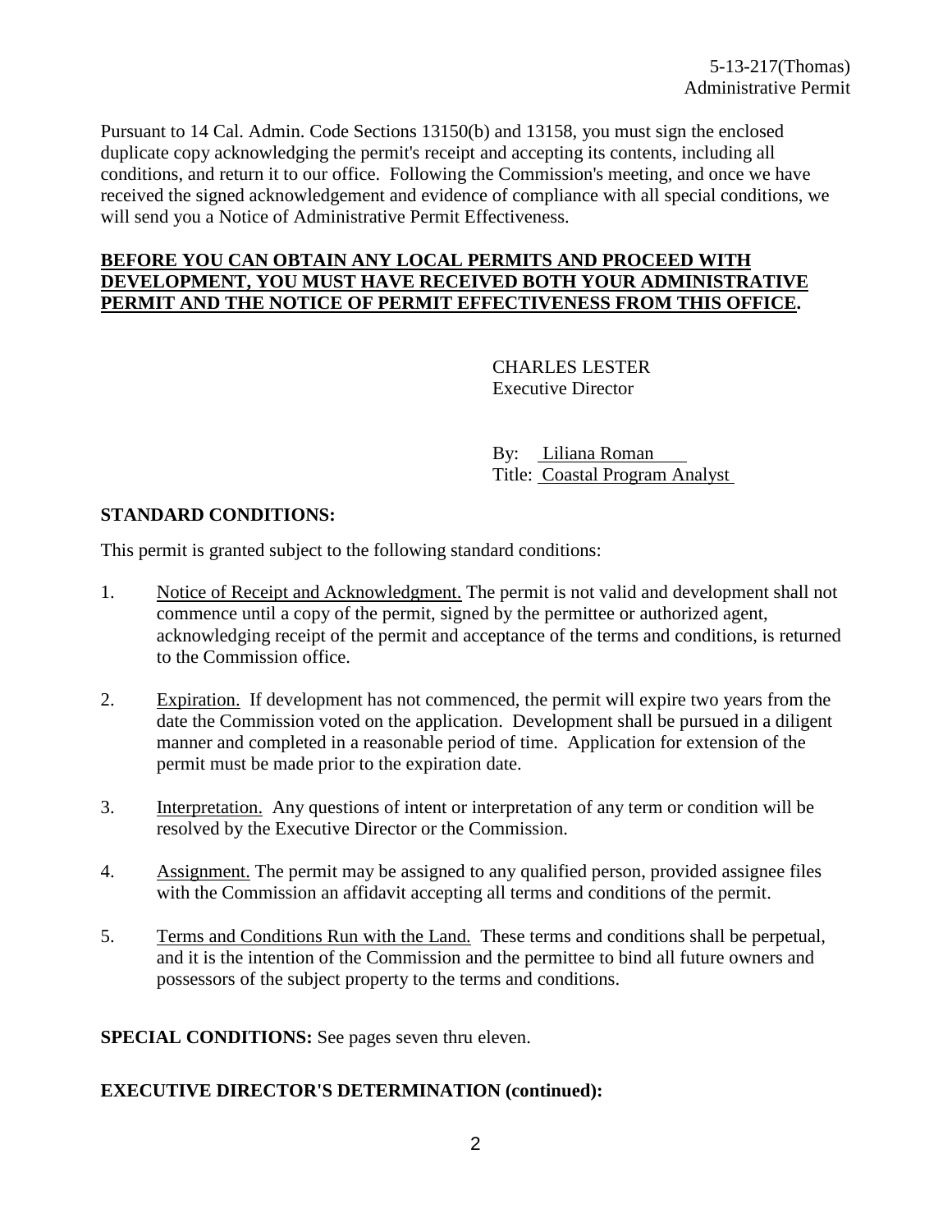Pursuant to 14 Cal. Admin. Code Sections 13150(b) and 13158, you must sign the enclosed duplicate copy acknowledging the permit's receipt and accepting its contents, including all conditions, and return it to our office. Following the Commission's meeting, and once we have received the signed acknowledgement and evidence of compliance with all special conditions, we will send you a Notice of Administrative Permit Effectiveness.

**BEFORE YOU CAN OBTAIN ANY LOCAL PERMITS AND PROCEED WITH DEVELOPMENT, YOU MUST HAVE RECEIVED BOTH YOUR ADMINISTRATIVE PERMIT AND THE NOTICE OF PERMIT EFFECTIVENESS FROM THIS OFFICE.**

CHARLES LESTER
Executive Director

By: Liliana Roman
Title: Coastal Program Analyst

**STANDARD CONDITIONS:**

This permit is granted subject to the following standard conditions:

1. Notice of Receipt and Acknowledgment. The permit is not valid and development shall not commence until a copy of the permit, signed by the permittee or authorized agent, acknowledging receipt of the permit and acceptance of the terms and conditions, is returned to the Commission office.

2. Expiration. If development has not commenced, the permit will expire two years from the date the Commission voted on the application. Development shall be pursued in a diligent manner and completed in a reasonable period of time. Application for extension of the permit must be made prior to the expiration date.

3. Interpretation. Any questions of intent or interpretation of any term or condition will be resolved by the Executive Director or the Commission.

4. Assignment. The permit may be assigned to any qualified person, provided assignee files with the Commission an affidavit accepting all terms and conditions of the permit.

5. Terms and Conditions Run with the Land. These terms and conditions shall be perpetual, and it is the intention of the Commission and the permittee to bind all future owners and possessors of the subject property to the terms and conditions.

**SPECIAL CONDITIONS:** See pages seven thru eleven.

**EXECUTIVE DIRECTOR'S DETERMINATION (continued):**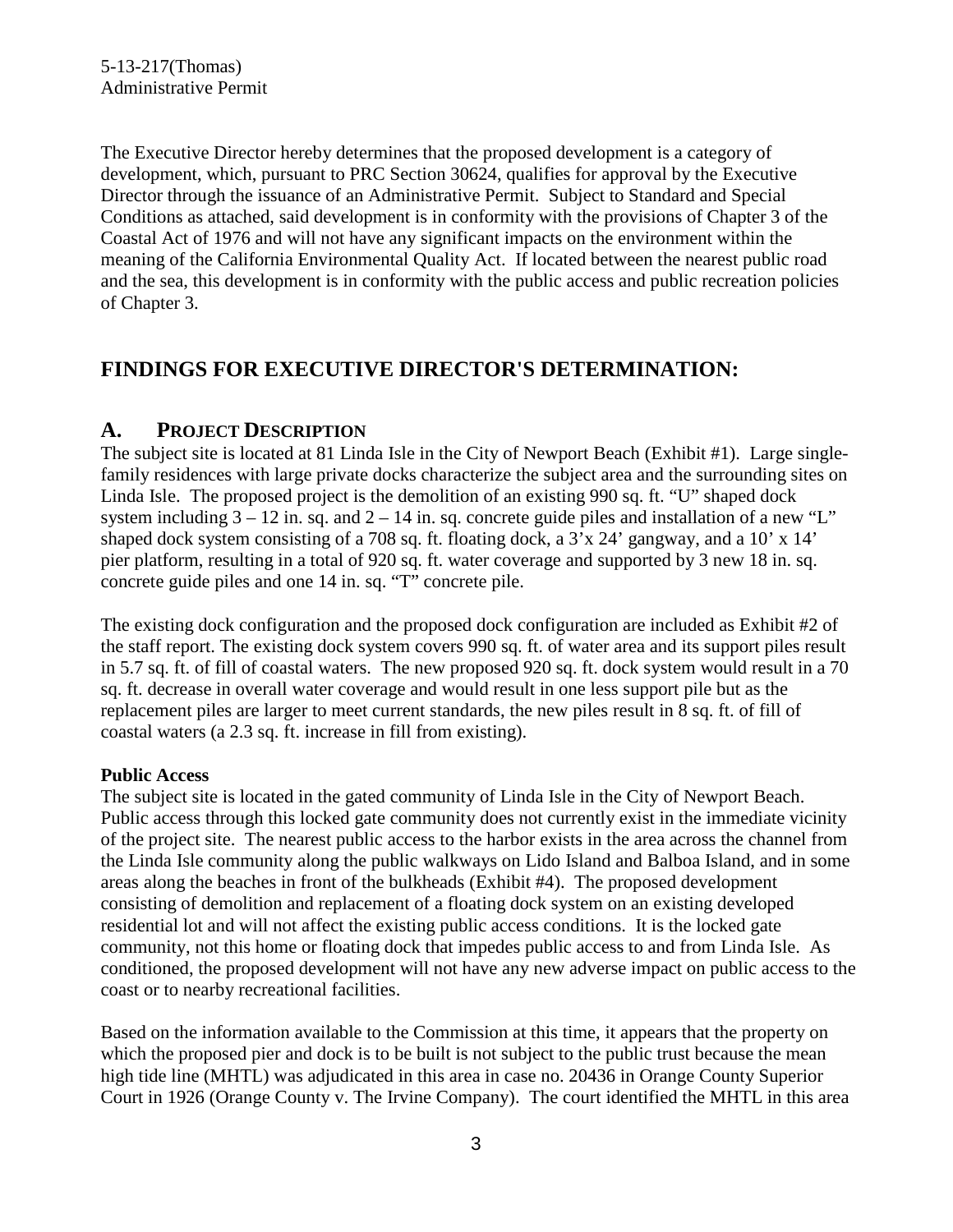The Executive Director hereby determines that the proposed development is a category of development, which, pursuant to PRC Section 30624, qualifies for approval by the Executive Director through the issuance of an Administrative Permit. Subject to Standard and Special Conditions as attached, said development is in conformity with the provisions of Chapter 3 of the Coastal Act of 1976 and will not have any significant impacts on the environment within the meaning of the California Environmental Quality Act. If located between the nearest public road and the sea, this development is in conformity with the public access and public recreation policies of Chapter 3.

## FINDINGS FOR EXECUTIVE DIRECTOR'S DETERMINATION:

### A. PROJECT DESCRIPTION

The subject site is located at 81 Linda Isle in the City of Newport Beach (Exhibit #1). Large single-family residences with large private docks characterize the subject area and the surrounding sites on Linda Isle. The proposed project is the demolition of an existing 990 sq. ft. "U" shaped dock system including 3 – 12 in. sq. and 2 – 14 in. sq. concrete guide piles and installation of a new "L" shaped dock system consisting of a 708 sq. ft. floating dock, a 3'x 24' gangway, and a 10' x 14' pier platform, resulting in a total of 920 sq. ft. water coverage and supported by 3 new 18 in. sq. concrete guide piles and one 14 in. sq. "T" concrete pile.

The existing dock configuration and the proposed dock configuration are included as Exhibit #2 of the staff report. The existing dock system covers 990 sq. ft. of water area and its support piles result in 5.7 sq. ft. of fill of coastal waters. The new proposed 920 sq. ft. dock system would result in a 70 sq. ft. decrease in overall water coverage and would result in one less support pile but as the replacement piles are larger to meet current standards, the new piles result in 8 sq. ft. of fill of coastal waters (a 2.3 sq. ft. increase in fill from existing).

**Public Access**

The subject site is located in the gated community of Linda Isle in the City of Newport Beach. Public access through this locked gate community does not currently exist in the immediate vicinity of the project site. The nearest public access to the harbor exists in the area across the channel from the Linda Isle community along the public walkways on Lido Island and Balboa Island, and in some areas along the beaches in front of the bulkheads (Exhibit #4). The proposed development consisting of demolition and replacement of a floating dock system on an existing developed residential lot and will not affect the existing public access conditions. It is the locked gate community, not this home or floating dock that impedes public access to and from Linda Isle. As conditioned, the proposed development will not have any new adverse impact on public access to the coast or to nearby recreational facilities.

Based on the information available to the Commission at this time, it appears that the property on which the proposed pier and dock is to be built is not subject to the public trust because the mean high tide line (MHTL) was adjudicated in this area in case no. 20436 in Orange County Superior Court in 1926 (Orange County v. The Irvine Company). The court identified the MHTL in this area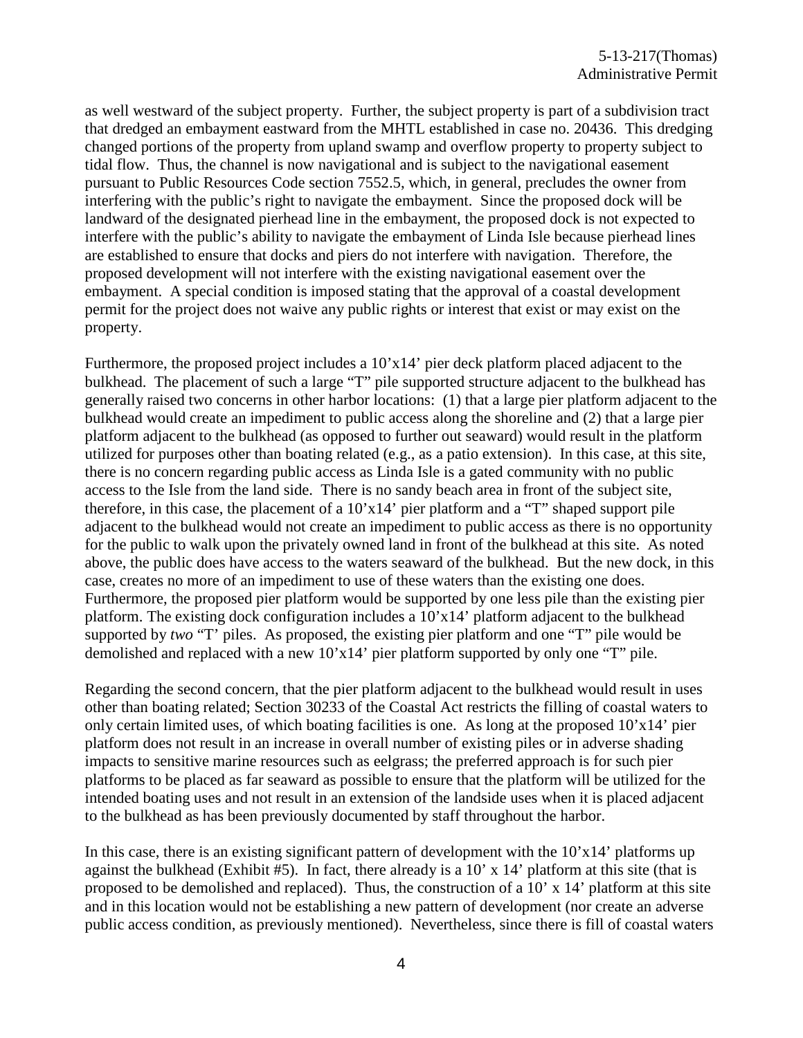as well westward of the subject property. Further, the subject property is part of a subdivision tract that dredged an embayment eastward from the MHTL established in case no. 20436. This dredging changed portions of the property from upland swamp and overflow property to property subject to tidal flow. Thus, the channel is now navigational and is subject to the navigational easement pursuant to Public Resources Code section 7552.5, which, in general, precludes the owner from interfering with the public's right to navigate the embayment. Since the proposed dock will be landward of the designated pierhead line in the embayment, the proposed dock is not expected to interfere with the public's ability to navigate the embayment of Linda Isle because pierhead lines are established to ensure that docks and piers do not interfere with navigation. Therefore, the proposed development will not interfere with the existing navigational easement over the embayment. A special condition is imposed stating that the approval of a coastal development permit for the project does not waive any public rights or interest that exist or may exist on the property.

Furthermore, the proposed project includes a 10'x14' pier deck platform placed adjacent to the bulkhead. The placement of such a large "T" pile supported structure adjacent to the bulkhead has generally raised two concerns in other harbor locations: (1) that a large pier platform adjacent to the bulkhead would create an impediment to public access along the shoreline and (2) that a large pier platform adjacent to the bulkhead (as opposed to further out seaward) would result in the platform utilized for purposes other than boating related (e.g., as a patio extension). In this case, at this site, there is no concern regarding public access as Linda Isle is a gated community with no public access to the Isle from the land side. There is no sandy beach area in front of the subject site, therefore, in this case, the placement of a 10'x14' pier platform and a "T" shaped support pile adjacent to the bulkhead would not create an impediment to public access as there is no opportunity for the public to walk upon the privately owned land in front of the bulkhead at this site. As noted above, the public does have access to the waters seaward of the bulkhead. But the new dock, in this case, creates no more of an impediment to use of these waters than the existing one does. Furthermore, the proposed pier platform would be supported by one less pile than the existing pier platform. The existing dock configuration includes a 10'x14' platform adjacent to the bulkhead supported by *two* "T' piles. As proposed, the existing pier platform and one "T" pile would be demolished and replaced with a new 10'x14' pier platform supported by only one "T" pile.

Regarding the second concern, that the pier platform adjacent to the bulkhead would result in uses other than boating related; Section 30233 of the Coastal Act restricts the filling of coastal waters to only certain limited uses, of which boating facilities is one. As long at the proposed 10'x14' pier platform does not result in an increase in overall number of existing piles or in adverse shading impacts to sensitive marine resources such as eelgrass; the preferred approach is for such pier platforms to be placed as far seaward as possible to ensure that the platform will be utilized for the intended boating uses and not result in an extension of the landside uses when it is placed adjacent to the bulkhead as has been previously documented by staff throughout the harbor.

In this case, there is an existing significant pattern of development with the 10'x14' platforms up against the bulkhead (Exhibit #5). In fact, there already is a 10' x 14' platform at this site (that is proposed to be demolished and replaced). Thus, the construction of a 10' x 14' platform at this site and in this location would not be establishing a new pattern of development (nor create an adverse public access condition, as previously mentioned). Nevertheless, since there is fill of coastal waters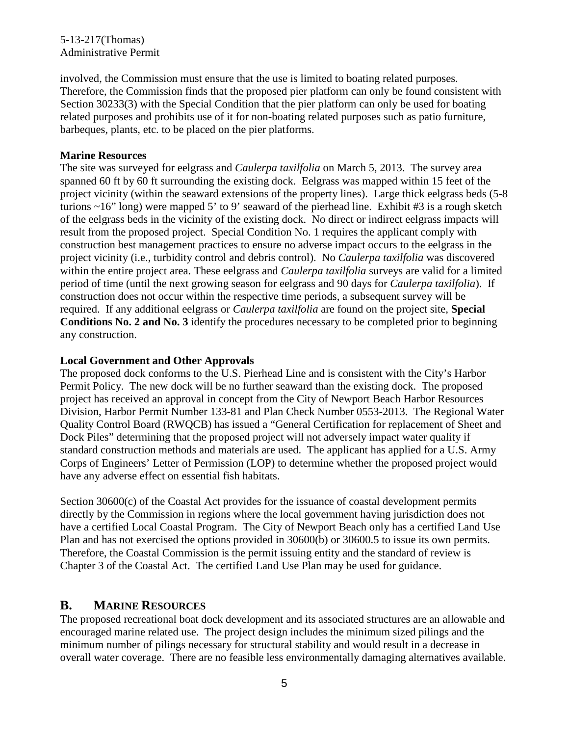involved, the Commission must ensure that the use is limited to boating related purposes. Therefore, the Commission finds that the proposed pier platform can only be found consistent with Section 30233(3) with the Special Condition that the pier platform can only be used for boating related purposes and prohibits use of it for non-boating related purposes such as patio furniture, barbeques, plants, etc. to be placed on the pier platforms.

**Marine Resources**

The site was surveyed for eelgrass and *Caulerpa taxilfolia* on March 5, 2013. The survey area spanned 60 ft by 60 ft surrounding the existing dock. Eelgrass was mapped within 15 feet of the project vicinity (within the seaward extensions of the property lines). Large thick eelgrass beds (5-8 turions ~16" long) were mapped 5' to 9' seaward of the pierhead line. Exhibit #3 is a rough sketch of the eelgrass beds in the vicinity of the existing dock. No direct or indirect eelgrass impacts will result from the proposed project. Special Condition No. 1 requires the applicant comply with construction best management practices to ensure no adverse impact occurs to the eelgrass in the project vicinity (i.e., turbidity control and debris control). No *Caulerpa taxilfolia* was discovered within the entire project area. These eelgrass and *Caulerpa taxilfolia* surveys are valid for a limited period of time (until the next growing season for eelgrass and 90 days for *Caulerpa taxilfolia*). If construction does not occur within the respective time periods, a subsequent survey will be required. If any additional eelgrass or *Caulerpa taxilfolia* are found on the project site, **Special Conditions No. 2 and No. 3** identify the procedures necessary to be completed prior to beginning any construction.

**Local Government and Other Approvals**

The proposed dock conforms to the U.S. Pierhead Line and is consistent with the City's Harbor Permit Policy. The new dock will be no further seaward than the existing dock. The proposed project has received an approval in concept from the City of Newport Beach Harbor Resources Division, Harbor Permit Number 133-81 and Plan Check Number 0553-2013. The Regional Water Quality Control Board (RWQCB) has issued a "General Certification for replacement of Sheet and Dock Piles" determining that the proposed project will not adversely impact water quality if standard construction methods and materials are used. The applicant has applied for a U.S. Army Corps of Engineers' Letter of Permission (LOP) to determine whether the proposed project would have any adverse effect on essential fish habitats.

Section 30600(c) of the Coastal Act provides for the issuance of coastal development permits directly by the Commission in regions where the local government having jurisdiction does not have a certified Local Coastal Program. The City of Newport Beach only has a certified Land Use Plan and has not exercised the options provided in 30600(b) or 30600.5 to issue its own permits. Therefore, the Coastal Commission is the permit issuing entity and the standard of review is Chapter 3 of the Coastal Act. The certified Land Use Plan may be used for guidance.

## B. MARINE RESOURCES

The proposed recreational boat dock development and its associated structures are an allowable and encouraged marine related use. The project design includes the minimum sized pilings and the minimum number of pilings necessary for structural stability and would result in a decrease in overall water coverage. There are no feasible less environmentally damaging alternatives available.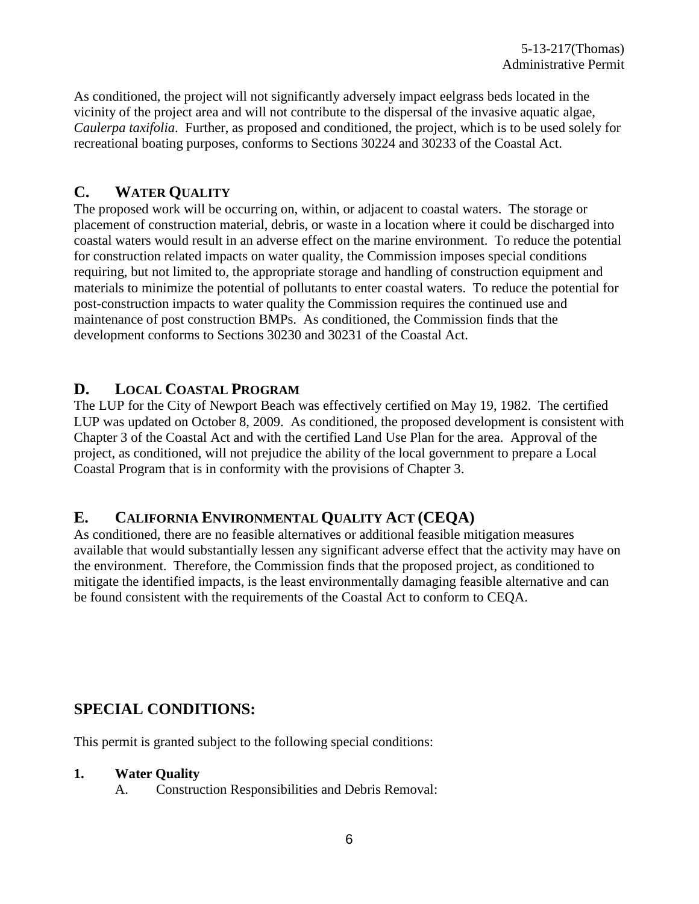As conditioned, the project will not significantly adversely impact eelgrass beds located in the vicinity of the project area and will not contribute to the dispersal of the invasive aquatic algae, *Caulerpa taxifolia*. Further, as proposed and conditioned, the project, which is to be used solely for recreational boating purposes, conforms to Sections 30224 and 30233 of the Coastal Act.

## C. WATER QUALITY

The proposed work will be occurring on, within, or adjacent to coastal waters. The storage or placement of construction material, debris, or waste in a location where it could be discharged into coastal waters would result in an adverse effect on the marine environment. To reduce the potential for construction related impacts on water quality, the Commission imposes special conditions requiring, but not limited to, the appropriate storage and handling of construction equipment and materials to minimize the potential of pollutants to enter coastal waters. To reduce the potential for post-construction impacts to water quality the Commission requires the continued use and maintenance of post construction BMPs. As conditioned, the Commission finds that the development conforms to Sections 30230 and 30231 of the Coastal Act.

## D. LOCAL COASTAL PROGRAM

The LUP for the City of Newport Beach was effectively certified on May 19, 1982. The certified LUP was updated on October 8, 2009. As conditioned, the proposed development is consistent with Chapter 3 of the Coastal Act and with the certified Land Use Plan for the area. Approval of the project, as conditioned, will not prejudice the ability of the local government to prepare a Local Coastal Program that is in conformity with the provisions of Chapter 3.

## E. CALIFORNIA ENVIRONMENTAL QUALITY ACT (CEQA)

As conditioned, there are no feasible alternatives or additional feasible mitigation measures available that would substantially lessen any significant adverse effect that the activity may have on the environment. Therefore, the Commission finds that the proposed project, as conditioned to mitigate the identified impacts, is the least environmentally damaging feasible alternative and can be found consistent with the requirements of the Coastal Act to conform to CEQA.

# SPECIAL CONDITIONS:

This permit is granted subject to the following special conditions:

**1. Water Quality**

A. Construction Responsibilities and Debris Removal: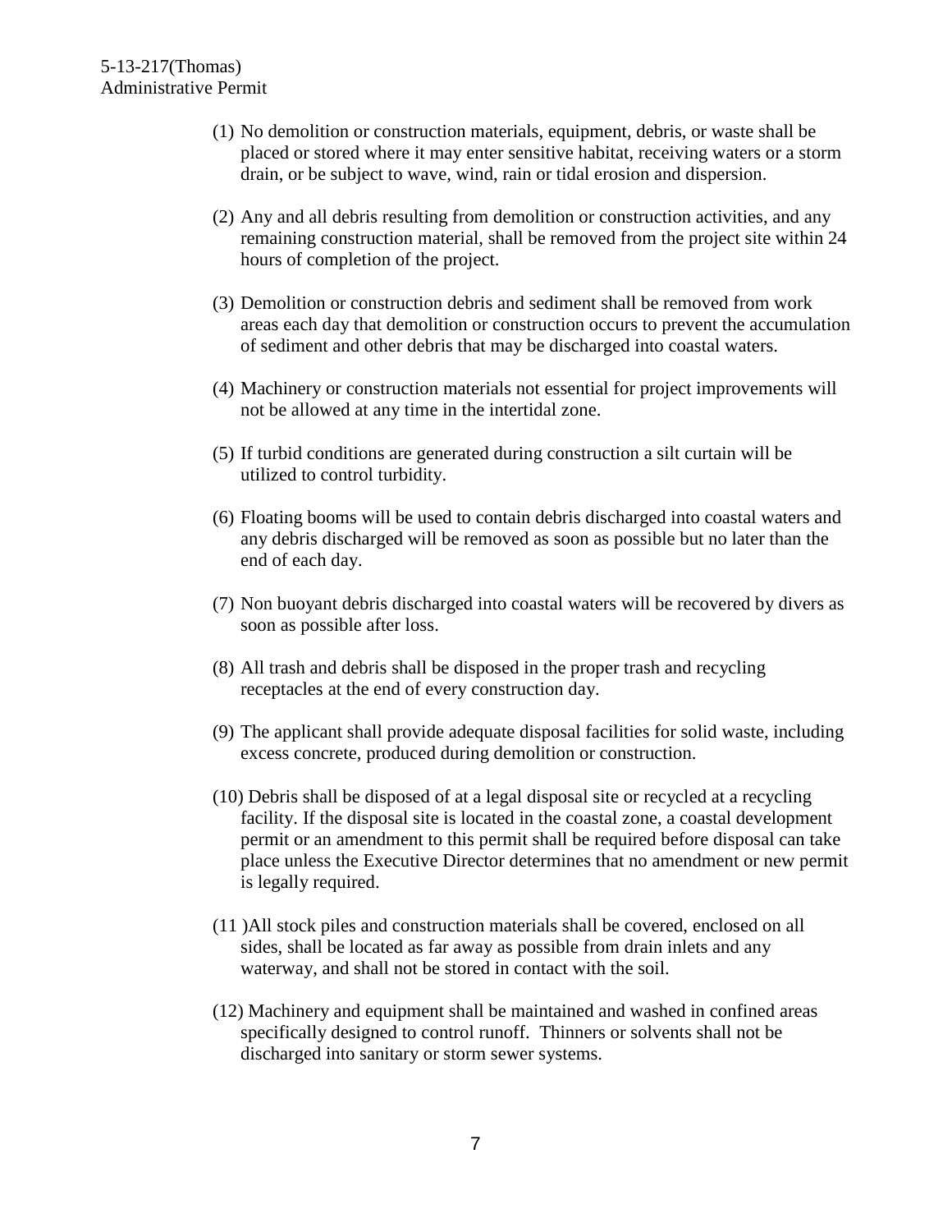(1) No demolition or construction materials, equipment, debris, or waste shall be placed or stored where it may enter sensitive habitat, receiving waters or a storm drain, or be subject to wave, wind, rain or tidal erosion and dispersion.

(2) Any and all debris resulting from demolition or construction activities, and any remaining construction material, shall be removed from the project site within 24 hours of completion of the project.

(3) Demolition or construction debris and sediment shall be removed from work areas each day that demolition or construction occurs to prevent the accumulation of sediment and other debris that may be discharged into coastal waters.

(4) Machinery or construction materials not essential for project improvements will not be allowed at any time in the intertidal zone.

(5) If turbid conditions are generated during construction a silt curtain will be utilized to control turbidity.

(6) Floating booms will be used to contain debris discharged into coastal waters and any debris discharged will be removed as soon as possible but no later than the end of each day.

(7) Non buoyant debris discharged into coastal waters will be recovered by divers as soon as possible after loss.

(8) All trash and debris shall be disposed in the proper trash and recycling receptacles at the end of every construction day.

(9) The applicant shall provide adequate disposal facilities for solid waste, including excess concrete, produced during demolition or construction.

(10) Debris shall be disposed of at a legal disposal site or recycled at a recycling facility. If the disposal site is located in the coastal zone, a coastal development permit or an amendment to this permit shall be required before disposal can take place unless the Executive Director determines that no amendment or new permit is legally required.

(11 )All stock piles and construction materials shall be covered, enclosed on all sides, shall be located as far away as possible from drain inlets and any waterway, and shall not be stored in contact with the soil.

(12) Machinery and equipment shall be maintained and washed in confined areas specifically designed to control runoff. Thinners or solvents shall not be discharged into sanitary or storm sewer systems.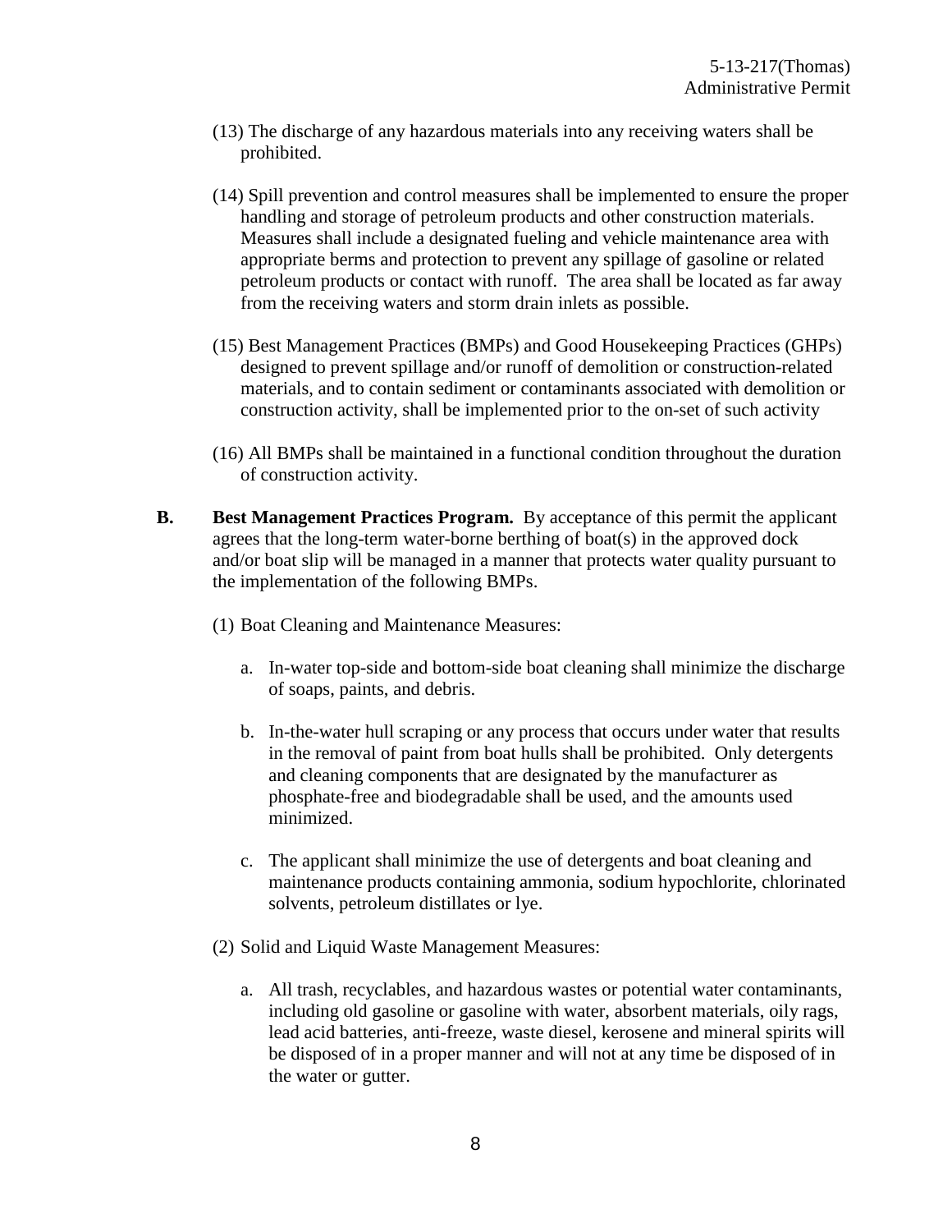(13) The discharge of any hazardous materials into any receiving waters shall be prohibited.

(14) Spill prevention and control measures shall be implemented to ensure the proper handling and storage of petroleum products and other construction materials. Measures shall include a designated fueling and vehicle maintenance area with appropriate berms and protection to prevent any spillage of gasoline or related petroleum products or contact with runoff. The area shall be located as far away from the receiving waters and storm drain inlets as possible.

(15) Best Management Practices (BMPs) and Good Housekeeping Practices (GHPs) designed to prevent spillage and/or runoff of demolition or construction-related materials, and to contain sediment or contaminants associated with demolition or construction activity, shall be implemented prior to the on-set of such activity

(16) All BMPs shall be maintained in a functional condition throughout the duration of construction activity.

**B. Best Management Practices Program.** By acceptance of this permit the applicant agrees that the long-term water-borne berthing of boat(s) in the approved dock and/or boat slip will be managed in a manner that protects water quality pursuant to the implementation of the following BMPs.

(1) Boat Cleaning and Maintenance Measures:

a. In-water top-side and bottom-side boat cleaning shall minimize the discharge of soaps, paints, and debris.

b. In-the-water hull scraping or any process that occurs under water that results in the removal of paint from boat hulls shall be prohibited. Only detergents and cleaning components that are designated by the manufacturer as phosphate-free and biodegradable shall be used, and the amounts used minimized.

c. The applicant shall minimize the use of detergents and boat cleaning and maintenance products containing ammonia, sodium hypochlorite, chlorinated solvents, petroleum distillates or lye.

(2) Solid and Liquid Waste Management Measures:

a. All trash, recyclables, and hazardous wastes or potential water contaminants, including old gasoline or gasoline with water, absorbent materials, oily rags, lead acid batteries, anti-freeze, waste diesel, kerosene and mineral spirits will be disposed of in a proper manner and will not at any time be disposed of in the water or gutter.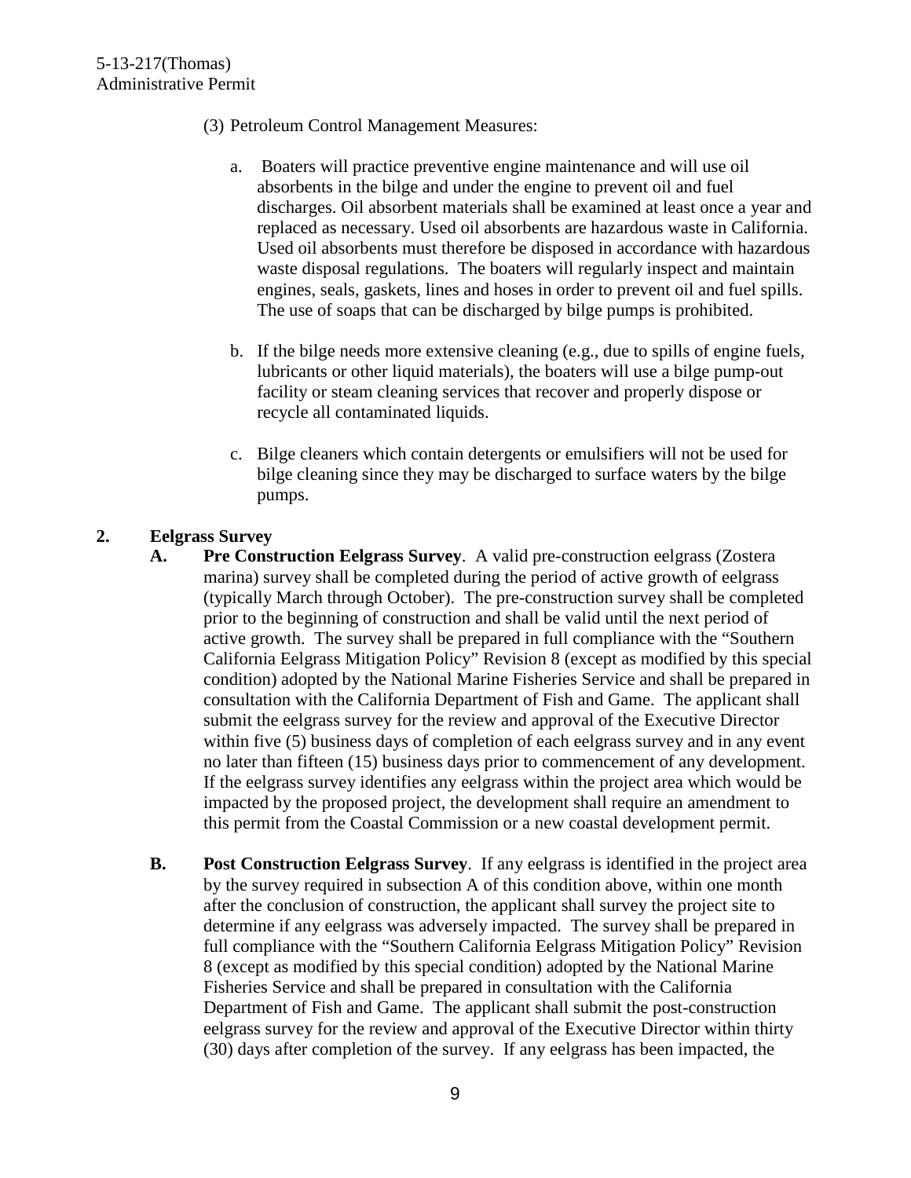(3) Petroleum Control Management Measures:

a. Boaters will practice preventive engine maintenance and will use oil absorbents in the bilge and under the engine to prevent oil and fuel discharges. Oil absorbent materials shall be examined at least once a year and replaced as necessary. Used oil absorbents are hazardous waste in California. Used oil absorbents must therefore be disposed in accordance with hazardous waste disposal regulations. The boaters will regularly inspect and maintain engines, seals, gaskets, lines and hoses in order to prevent oil and fuel spills. The use of soaps that can be discharged by bilge pumps is prohibited.

b. If the bilge needs more extensive cleaning (e.g., due to spills of engine fuels, lubricants or other liquid materials), the boaters will use a bilge pump-out facility or steam cleaning services that recover and properly dispose or recycle all contaminated liquids.

c. Bilge cleaners which contain detergents or emulsifiers will not be used for bilge cleaning since they may be discharged to surface waters by the bilge pumps.

**2. Eelgrass Survey**

**A. Pre Construction Eelgrass Survey**. A valid pre-construction eelgrass (Zostera marina) survey shall be completed during the period of active growth of eelgrass (typically March through October). The pre-construction survey shall be completed prior to the beginning of construction and shall be valid until the next period of active growth. The survey shall be prepared in full compliance with the "Southern California Eelgrass Mitigation Policy" Revision 8 (except as modified by this special condition) adopted by the National Marine Fisheries Service and shall be prepared in consultation with the California Department of Fish and Game. The applicant shall submit the eelgrass survey for the review and approval of the Executive Director within five (5) business days of completion of each eelgrass survey and in any event no later than fifteen (15) business days prior to commencement of any development. If the eelgrass survey identifies any eelgrass within the project area which would be impacted by the proposed project, the development shall require an amendment to this permit from the Coastal Commission or a new coastal development permit.

**B. Post Construction Eelgrass Survey**. If any eelgrass is identified in the project area by the survey required in subsection A of this condition above, within one month after the conclusion of construction, the applicant shall survey the project site to determine if any eelgrass was adversely impacted. The survey shall be prepared in full compliance with the "Southern California Eelgrass Mitigation Policy" Revision 8 (except as modified by this special condition) adopted by the National Marine Fisheries Service and shall be prepared in consultation with the California Department of Fish and Game. The applicant shall submit the post-construction eelgrass survey for the review and approval of the Executive Director within thirty (30) days after completion of the survey. If any eelgrass has been impacted, the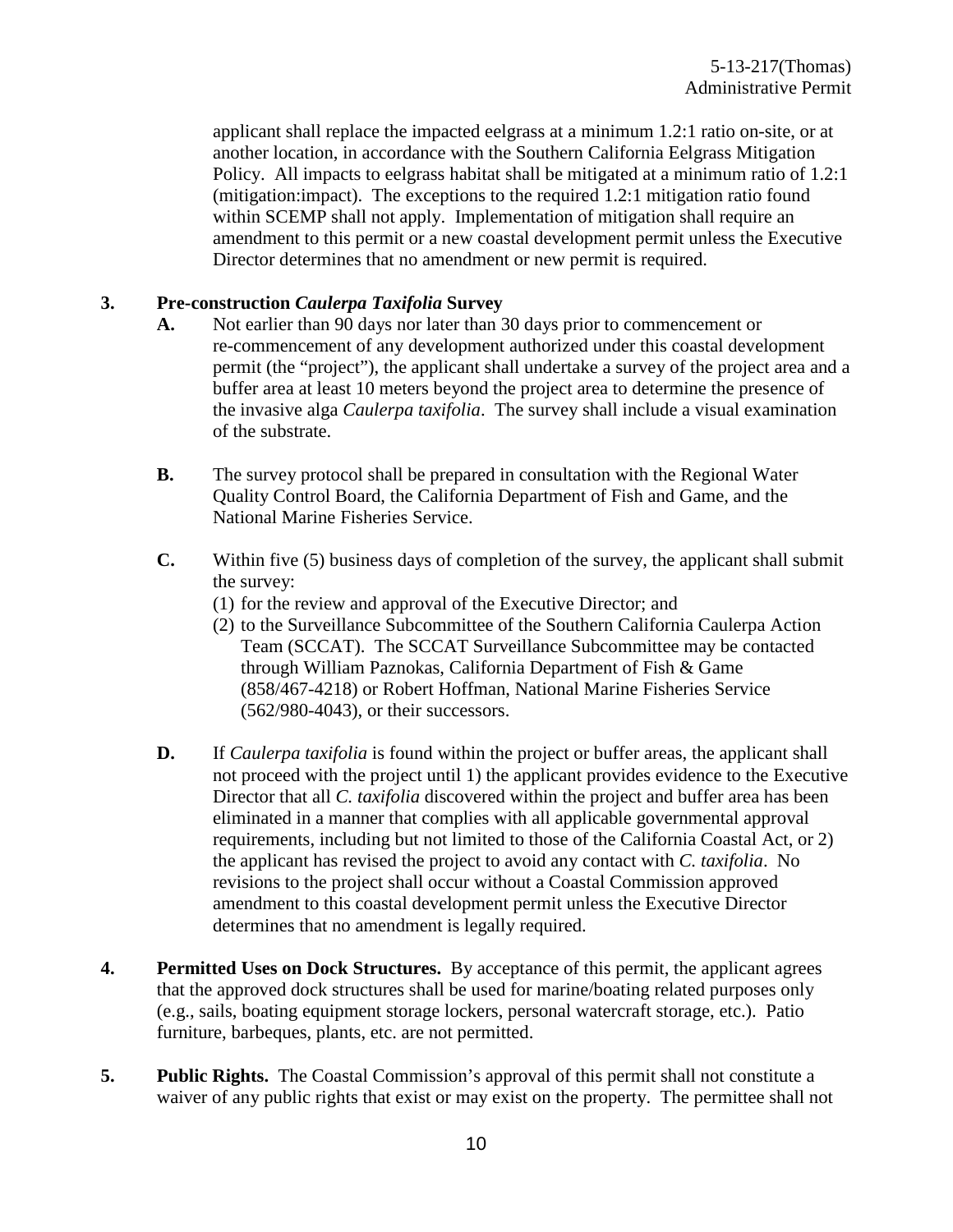applicant shall replace the impacted eelgrass at a minimum 1.2:1 ratio on-site, or at another location, in accordance with the Southern California Eelgrass Mitigation Policy. All impacts to eelgrass habitat shall be mitigated at a minimum ratio of 1.2:1 (mitigation:impact). The exceptions to the required 1.2:1 mitigation ratio found within SCEMP shall not apply. Implementation of mitigation shall require an amendment to this permit or a new coastal development permit unless the Executive Director determines that no amendment or new permit is required.

**3. Pre-construction *Caulerpa Taxifolia* Survey**

**A.** Not earlier than 90 days nor later than 30 days prior to commencement or re-commencement of any development authorized under this coastal development permit (the "project"), the applicant shall undertake a survey of the project area and a buffer area at least 10 meters beyond the project area to determine the presence of the invasive alga *Caulerpa taxifolia*. The survey shall include a visual examination of the substrate.

**B.** The survey protocol shall be prepared in consultation with the Regional Water Quality Control Board, the California Department of Fish and Game, and the National Marine Fisheries Service.

**C.** Within five (5) business days of completion of the survey, the applicant shall submit the survey:

(1) for the review and approval of the Executive Director; and

(2) to the Surveillance Subcommittee of the Southern California Caulerpa Action Team (SCCAT). The SCCAT Surveillance Subcommittee may be contacted through William Paznokas, California Department of Fish & Game (858/467-4218) or Robert Hoffman, National Marine Fisheries Service (562/980-4043), or their successors.

**D.** If *Caulerpa taxifolia* is found within the project or buffer areas, the applicant shall not proceed with the project until 1) the applicant provides evidence to the Executive Director that all *C. taxifolia* discovered within the project and buffer area has been eliminated in a manner that complies with all applicable governmental approval requirements, including but not limited to those of the California Coastal Act, or 2) the applicant has revised the project to avoid any contact with *C. taxifolia*. No revisions to the project shall occur without a Coastal Commission approved amendment to this coastal development permit unless the Executive Director determines that no amendment is legally required.

**4. Permitted Uses on Dock Structures.** By acceptance of this permit, the applicant agrees that the approved dock structures shall be used for marine/boating related purposes only (e.g., sails, boating equipment storage lockers, personal watercraft storage, etc.). Patio furniture, barbeques, plants, etc. are not permitted.

**5. Public Rights.** The Coastal Commission's approval of this permit shall not constitute a waiver of any public rights that exist or may exist on the property. The permittee shall not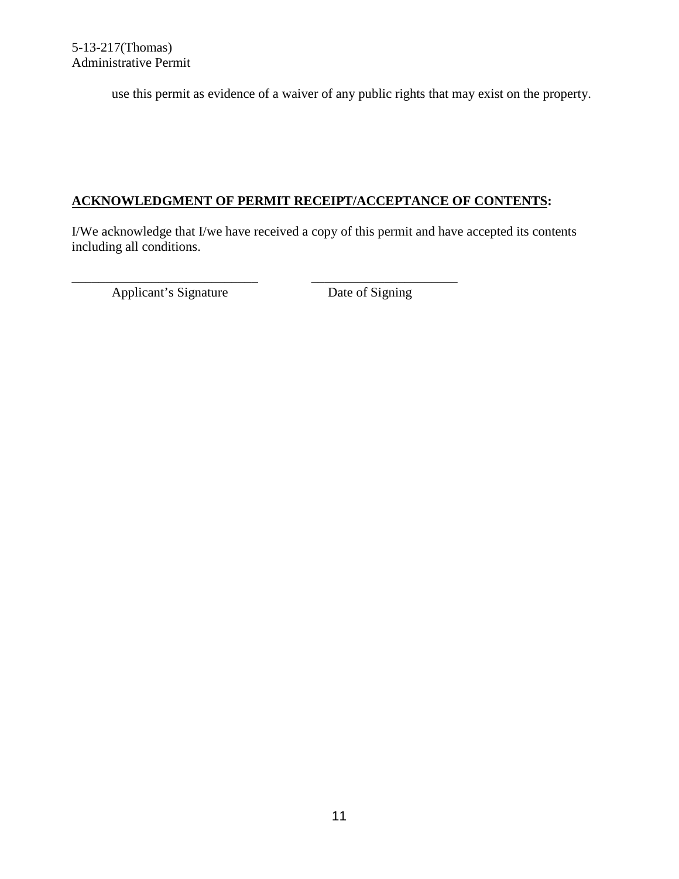use this permit as evidence of a waiver of any public rights that may exist on the property.

**ACKNOWLEDGMENT OF PERMIT RECEIPT/ACCEPTANCE OF CONTENTS:**

I/We acknowledge that I/we have received a copy of this permit and have accepted its contents including all conditions.

\_\_\_\_\_\_\_\_\_\_\_\_\_\_\_\_\_\_\_\_\_\_\_\_\_\_\_\_ \_\_\_\_\_\_\_\_\_\_\_\_\_\_\_\_\_\_\_\_\_\_

Applicant's Signature Date of Signing